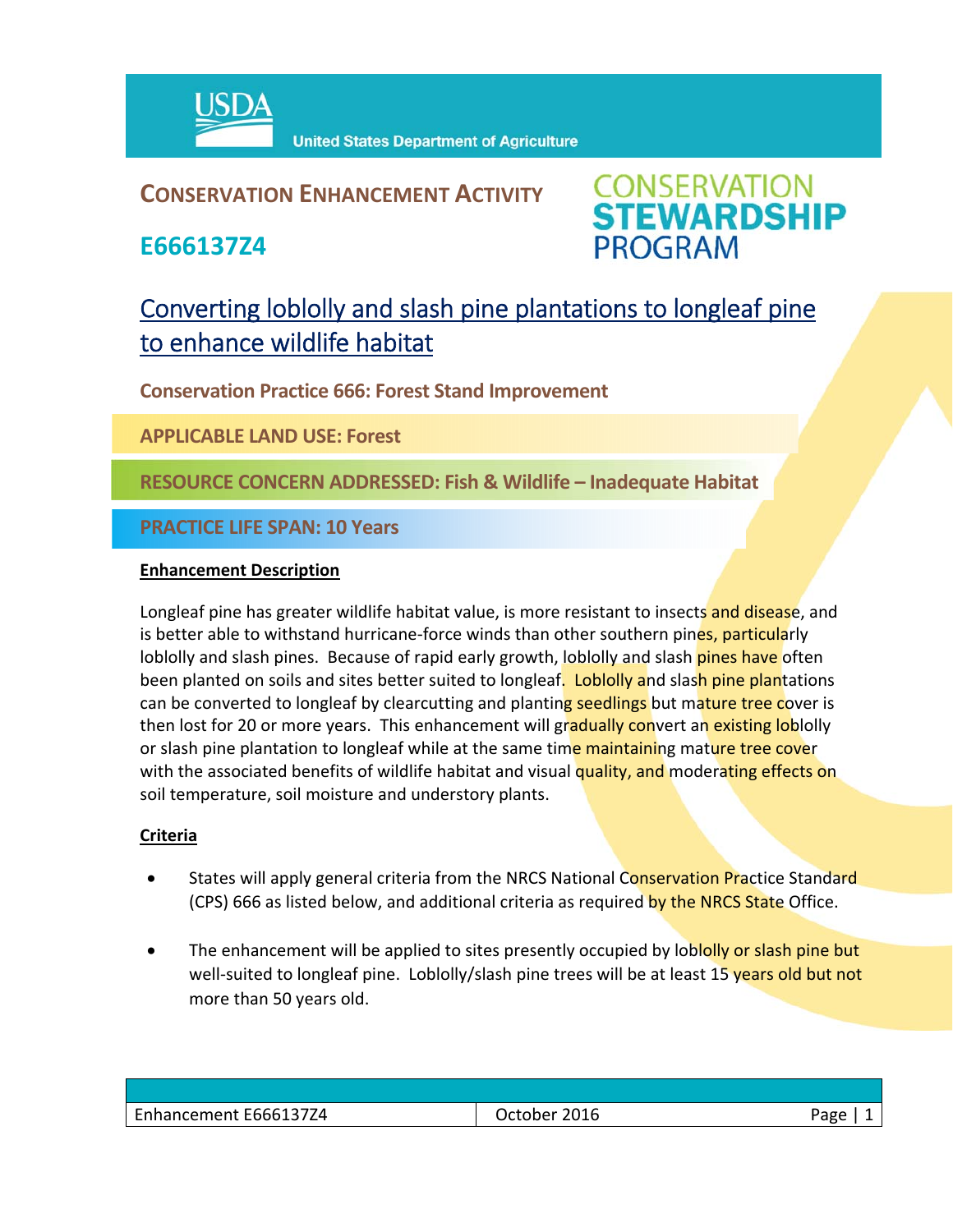USDA United States Department of Agriculture

## CONSERVATION ENHANCEMENT ACTIVITY

## E666137Z4

CONSERVATION STEWARDSHIP PROGRAM

# Converting loblolly and slash pine plantations to longleaf pine to enhance wildlife habitat

**Conservation Practice 666: Forest Stand Improvement**

**APPLICABLE LAND USE: Forest**

**RESOURCE CONCERN ADDRESSED: Fish & Wildlife – Inadequate Habitat**

**PRACTICE LIFE SPAN: 10 Years**

### Enhancement Description

Longleaf pine has greater wildlife habitat value, is more resistant to insects and disease, and is better able to withstand hurricane-force winds than other southern pines, particularly loblolly and slash pines. Because of rapid early growth, loblolly and slash pines have often been planted on soils and sites better suited to longleaf. Loblolly and slash pine plantations can be converted to longleaf by clearcutting and planting seedlings but mature tree cover is then lost for 20 or more years. This enhancement will gradually convert an existing loblolly or slash pine plantation to longleaf while at the same time maintaining mature tree cover with the associated benefits of wildlife habitat and visual quality, and moderating effects on soil temperature, soil moisture and understory plants.

### Criteria

- States will apply general criteria from the NRCS National Conservation Practice Standard (CPS) 666 as listed below, and additional criteria as required by the NRCS State Office.
- The enhancement will be applied to sites presently occupied by loblolly or slash pine but well-suited to longleaf pine. Loblolly/slash pine trees will be at least 15 years old but not more than 50 years old.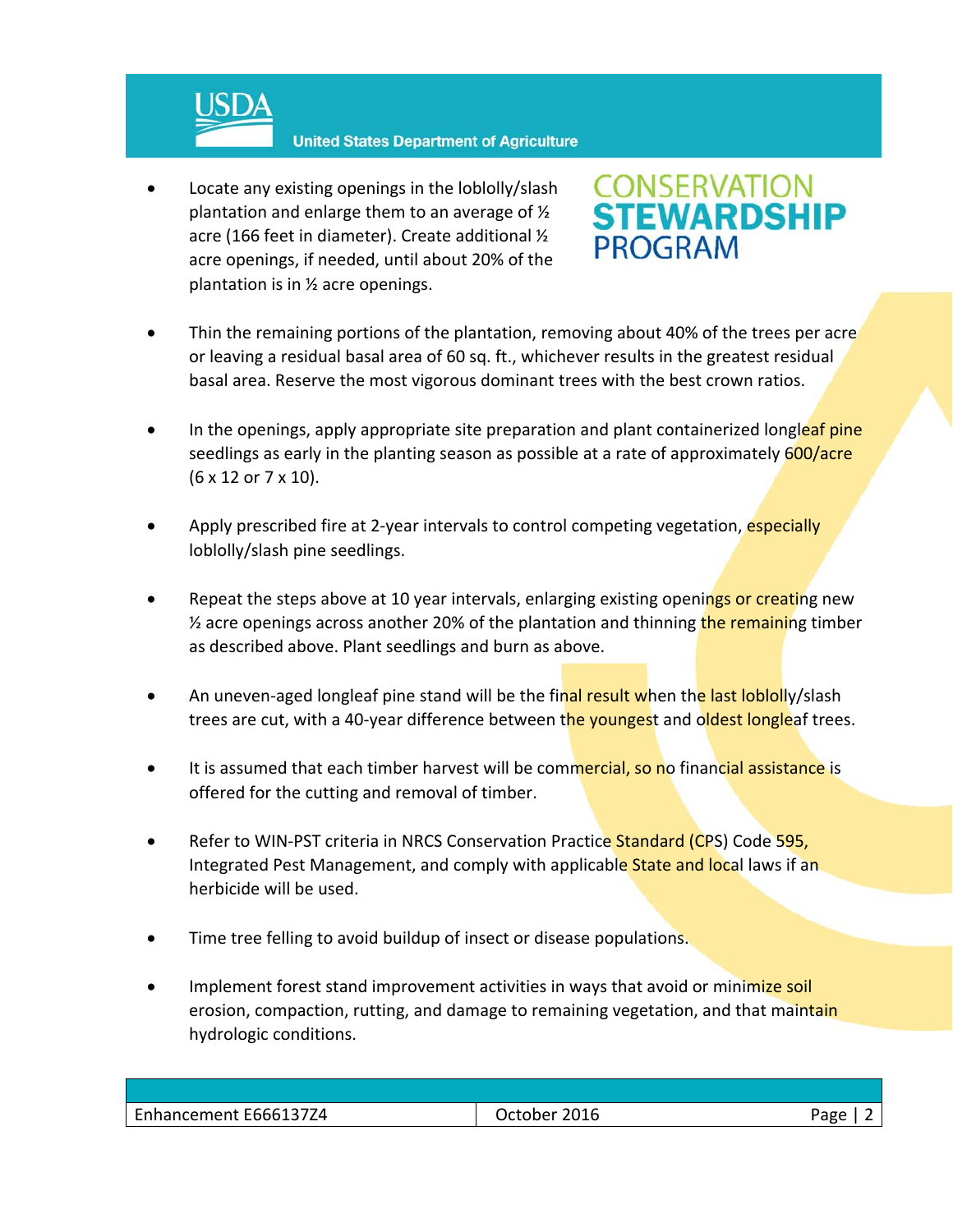- Locate any existing openings in the loblolly/slash plantation and enlarge them to an average of ½ acre (166 feet in diameter). Create additional ½ acre openings, if needed, until about 20% of the plantation is in ½ acre openings.

- Thin the remaining portions of the plantation, removing about 40% of the trees per acre or leaving a residual basal area of 60 sq. ft., whichever results in the greatest residual basal area. Reserve the most vigorous dominant trees with the best crown ratios.

- In the openings, apply appropriate site preparation and plant containerized longleaf pine seedlings as early in the planting season as possible at a rate of approximately 600/acre (6 x 12 or 7 x 10).

- Apply prescribed fire at 2-year intervals to control competing vegetation, especially loblolly/slash pine seedlings.

- Repeat the steps above at 10 year intervals, enlarging existing openings or creating new ½ acre openings across another 20% of the plantation and thinning the remaining timber as described above. Plant seedlings and burn as above.

- An uneven-aged longleaf pine stand will be the final result when the last loblolly/slash trees are cut, with a 40-year difference between the youngest and oldest longleaf trees.

- It is assumed that each timber harvest will be commercial, so no financial assistance is offered for the cutting and removal of timber.

- Refer to WIN-PST criteria in NRCS Conservation Practice Standard (CPS) Code 595, Integrated Pest Management, and comply with applicable State and local laws if an herbicide will be used.

- Time tree felling to avoid buildup of insect or disease populations.

- Implement forest stand improvement activities in ways that avoid or minimize soil erosion, compaction, rutting, and damage to remaining vegetation, and that maintain hydrologic conditions.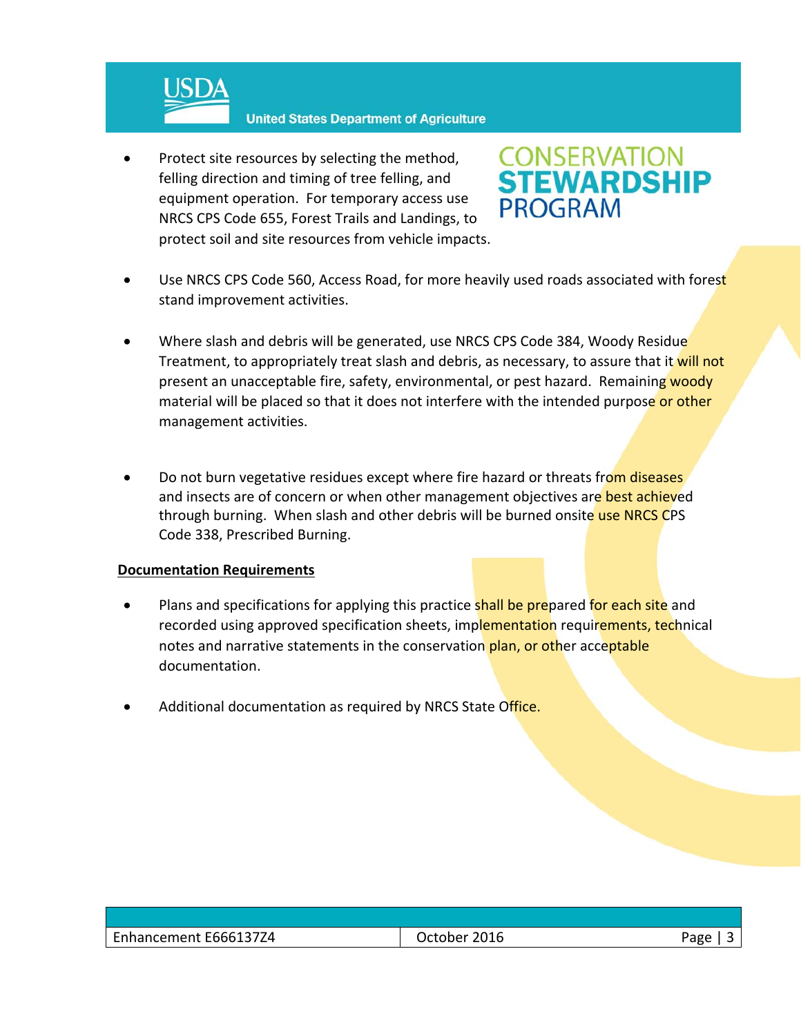- Protect site resources by selecting the method, felling direction and timing of tree felling, and equipment operation. For temporary access use NRCS CPS Code 655, Forest Trails and Landings, to protect soil and site resources from vehicle impacts.

- Use NRCS CPS Code 560, Access Road, for more heavily used roads associated with forest stand improvement activities.

- Where slash and debris will be generated, use NRCS CPS Code 384, Woody Residue Treatment, to appropriately treat slash and debris, as necessary, to assure that it will not present an unacceptable fire, safety, environmental, or pest hazard. Remaining woody material will be placed so that it does not interfere with the intended purpose or other management activities.

- Do not burn vegetative residues except where fire hazard or threats from diseases and insects are of concern or when other management objectives are best achieved through burning. When slash and other debris will be burned onsite use NRCS CPS Code 338, Prescribed Burning.

**Documentation Requirements**

- Plans and specifications for applying this practice shall be prepared for each site and recorded using approved specification sheets, implementation requirements, technical notes and narrative statements in the conservation plan, or other acceptable documentation.

- Additional documentation as required by NRCS State Office.